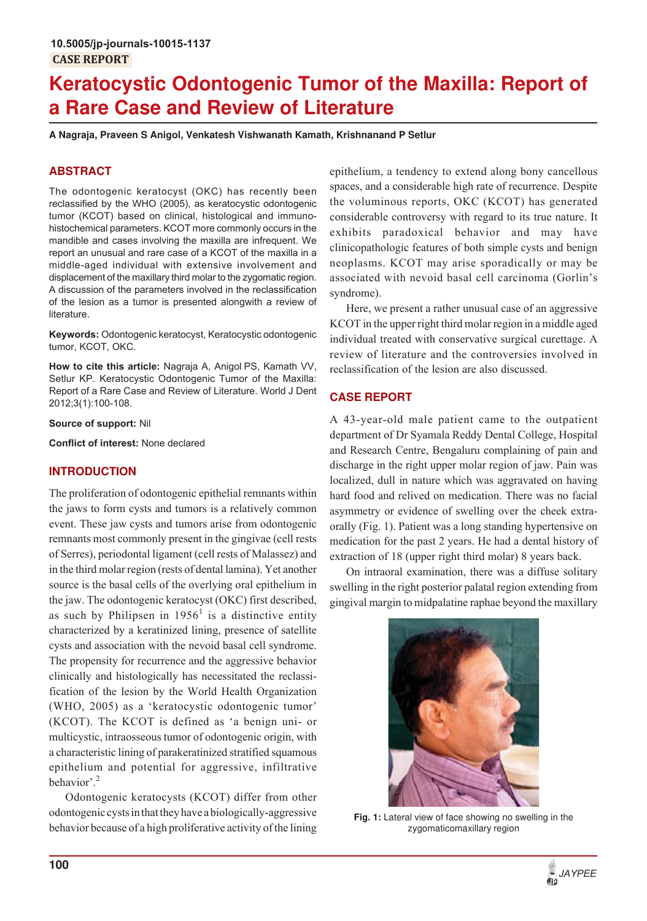10.5005/jp-journals-10015-1137

CASE REPORT

# Keratocystic Odontogenic Tumor of the Maxilla: Report of a Rare Case and Review of Literature

**A Nagraja, Praveen S Anigol, Venkatesh Vishwanath Kamath, Krishnanand P Setlur**

## ABSTRACT

The odontogenic keratocyst (OKC) has recently been reclassified by the WHO (2005), as keratocystic odontogenic tumor (KCOT) based on clinical, histological and immunohistochemical parameters. KCOT more commonly occurs in the mandible and cases involving the maxilla are infrequent. We report an unusual and rare case of a KCOT of the maxilla in a middle-aged individual with extensive involvement and displacement of the maxillary third molar to the zygomatic region. A discussion of the parameters involved in the reclassification of the lesion as a tumor is presented alongwith a review of literature.

**Keywords:** Odontogenic keratocyst, Keratocystic odontogenic tumor, KCOT, OKC.

**How to cite this article:** Nagraja A, Anigol PS, Kamath VV, Setlur KP. Keratocystic Odontogenic Tumor of the Maxilla: Report of a Rare Case and Review of Literature. World J Dent 2012;3(1):100-108.

**Source of support:** Nil

**Conflict of interest:** None declared

## INTRODUCTION

The proliferation of odontogenic epithelial remnants within the jaws to form cysts and tumors is a relatively common event. These jaw cysts and tumors arise from odontogenic remnants most commonly present in the gingivae (cell rests of Serres), periodontal ligament (cell rests of Malassez) and in the third molar region (rests of dental lamina). Yet another source is the basal cells of the overlying oral epithelium in the jaw. The odontogenic keratocyst (OKC) first described, as such by Philipsen in 1956[1] is a distinctive entity characterized by a keratinized lining, presence of satellite cysts and association with the nevoid basal cell syndrome. The propensity for recurrence and the aggressive behavior clinically and histologically has necessitated the reclassification of the lesion by the World Health Organization (WHO, 2005) as a 'keratocystic odontogenic tumor' (KCOT). The KCOT is defined as 'a benign uni- or multicystic, intraosseous tumor of odontogenic origin, with a characteristic lining of parakeratinized stratified squamous epithelium and potential for aggressive, infiltrative behavior'.[2]

Odontogenic keratocysts (KCOT) differ from other odontogenic cysts in that they have a biologically-aggressive behavior because of a high proliferative activity of the lining epithelium, a tendency to extend along bony cancellous spaces, and a considerable high rate of recurrence. Despite the voluminous reports, OKC (KCOT) has generated considerable controversy with regard to its true nature. It exhibits paradoxical behavior and may have clinicopathologic features of both simple cysts and benign neoplasms. KCOT may arise sporadically or may be associated with nevoid basal cell carcinoma (Gorlin's syndrome).

Here, we present a rather unusual case of an aggressive KCOT in the upper right third molar region in a middle aged individual treated with conservative surgical curettage. A review of literature and the controversies involved in reclassification of the lesion are also discussed.

## CASE REPORT

A 43-year-old male patient came to the outpatient department of Dr Syamala Reddy Dental College, Hospital and Research Centre, Bengaluru complaining of pain and discharge in the right upper molar region of jaw. Pain was localized, dull in nature which was aggravated on having hard food and relived on medication. There was no facial asymmetry or evidence of swelling over the cheek extraorally (Fig. 1). Patient was a long standing hypertensive on medication for the past 2 years. He had a dental history of extraction of 18 (upper right third molar) 8 years back.

On intraoral examination, there was a diffuse solitary swelling in the right posterior palatal region extending from gingival margin to midpalatine raphae beyond the maxillary

**Fig. 1:** Lateral view of face showing no swelling in the zygomaticomaxillary region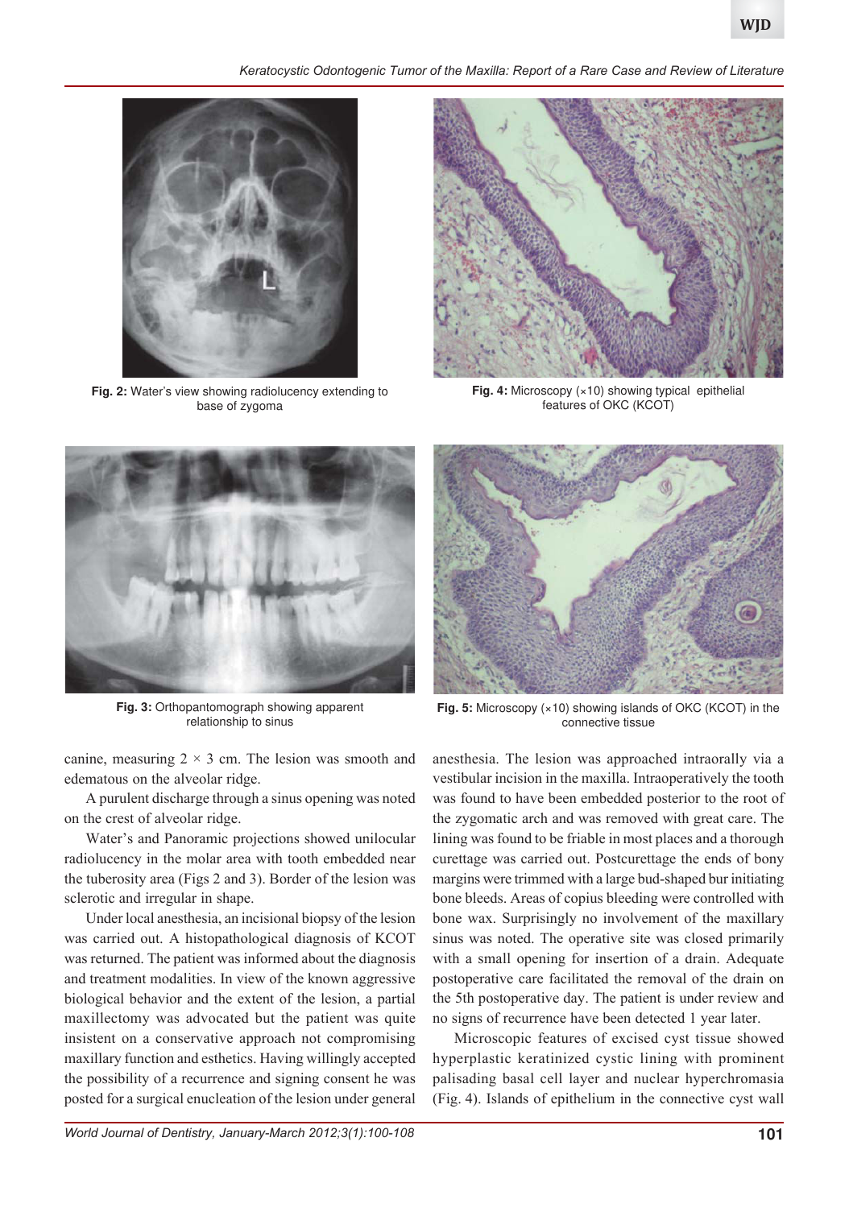Fig. 2: Water's view showing radiolucency extending to base of zygoma

Fig. 4: Microscopy (×10) showing typical epithelial features of OKC (KCOT)

Fig. 3: Orthopantomograph showing apparent relationship to sinus

Fig. 5: Microscopy (×10) showing islands of OKC (KCOT) in the connective tissue

canine, measuring 2 × 3 cm. The lesion was smooth and edematous on the alveolar ridge.

A purulent discharge through a sinus opening was noted on the crest of alveolar ridge.

Water's and Panoramic projections showed unilocular radiolucency in the molar area with tooth embedded near the tuberosity area (Figs 2 and 3). Border of the lesion was sclerotic and irregular in shape.

Under local anesthesia, an incisional biopsy of the lesion was carried out. A histopathological diagnosis of KCOT was returned. The patient was informed about the diagnosis and treatment modalities. In view of the known aggressive biological behavior and the extent of the lesion, a partial maxillectomy was advocated but the patient was quite insistent on a conservative approach not compromising maxillary function and esthetics. Having willingly accepted the possibility of a recurrence and signing consent he was posted for a surgical enucleation of the lesion under general anesthesia. The lesion was approached intraorally via a vestibular incision in the maxilla. Intraoperatively the tooth was found to have been embedded posterior to the root of the zygomatic arch and was removed with great care. The lining was found to be friable in most places and a thorough curettage was carried out. Postcurettage the ends of bony margins were trimmed with a large bud-shaped bur initiating bone bleeds. Areas of copius bleeding were controlled with bone wax. Surprisingly no involvement of the maxillary sinus was noted. The operative site was closed primarily with a small opening for insertion of a drain. Adequate postoperative care facilitated the removal of the drain on the 5th postoperative day. The patient is under review and no signs of recurrence have been detected 1 year later.

Microscopic features of excised cyst tissue showed hyperplastic keratinized cystic lining with prominent palisading basal cell layer and nuclear hyperchromasia (Fig. 4). Islands of epithelium in the connective cyst wall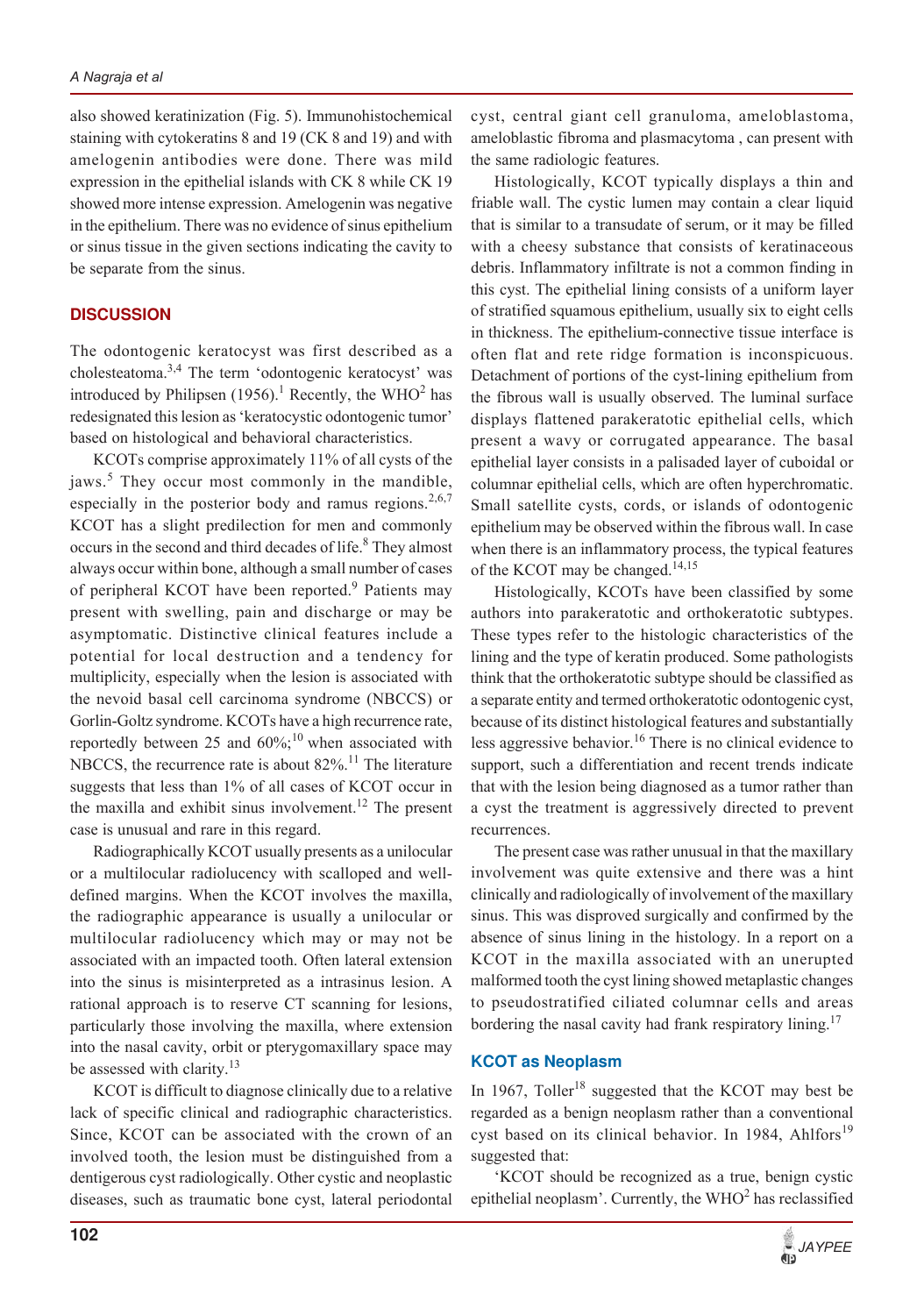also showed keratinization (Fig. 5). Immunohistochemical staining with cytokeratins 8 and 19 (CK 8 and 19) and with amelogenin antibodies were done. There was mild expression in the epithelial islands with CK 8 while CK 19 showed more intense expression. Amelogenin was negative in the epithelium. There was no evidence of sinus epithelium or sinus tissue in the given sections indicating the cavity to be separate from the sinus.

## DISCUSSION

The odontogenic keratocyst was first described as a cholesteatoma.[3,4] The term 'odontogenic keratocyst' was introduced by Philipsen (1956).[1] Recently, the WHO[2] has redesignated this lesion as 'keratocystic odontogenic tumor' based on histological and behavioral characteristics.

KCOTs comprise approximately 11% of all cysts of the jaws.[5] They occur most commonly in the mandible, especially in the posterior body and ramus regions.[2,6,7] KCOT has a slight predilection for men and commonly occurs in the second and third decades of life.[8] They almost always occur within bone, although a small number of cases of peripheral KCOT have been reported.[9] Patients may present with swelling, pain and discharge or may be asymptomatic. Distinctive clinical features include a potential for local destruction and a tendency for multiplicity, especially when the lesion is associated with the nevoid basal cell carcinoma syndrome (NBCCS) or Gorlin-Goltz syndrome. KCOTs have a high recurrence rate, reportedly between 25 and 60%;[10] when associated with NBCCS, the recurrence rate is about 82%.[11] The literature suggests that less than 1% of all cases of KCOT occur in the maxilla and exhibit sinus involvement.[12] The present case is unusual and rare in this regard.

Radiographically KCOT usually presents as a unilocular or a multilocular radiolucency with scalloped and well-defined margins. When the KCOT involves the maxilla, the radiographic appearance is usually a unilocular or multilocular radiolucency which may or may not be associated with an impacted tooth. Often lateral extension into the sinus is misinterpreted as a intrasinus lesion. A rational approach is to reserve CT scanning for lesions, particularly those involving the maxilla, where extension into the nasal cavity, orbit or pterygomaxillary space may be assessed with clarity.[13]

KCOT is difficult to diagnose clinically due to a relative lack of specific clinical and radiographic characteristics. Since, KCOT can be associated with the crown of an involved tooth, the lesion must be distinguished from a dentigerous cyst radiologically. Other cystic and neoplastic diseases, such as traumatic bone cyst, lateral periodontal cyst, central giant cell granuloma, ameloblastoma, ameloblastic fibroma and plasmacytoma , can present with the same radiologic features.

Histologically, KCOT typically displays a thin and friable wall. The cystic lumen may contain a clear liquid that is similar to a transudate of serum, or it may be filled with a cheesy substance that consists of keratinaceous debris. Inflammatory infiltrate is not a common finding in this cyst. The epithelial lining consists of a uniform layer of stratified squamous epithelium, usually six to eight cells in thickness. The epithelium-connective tissue interface is often flat and rete ridge formation is inconspicuous. Detachment of portions of the cyst-lining epithelium from the fibrous wall is usually observed. The luminal surface displays flattened parakeratotic epithelial cells, which present a wavy or corrugated appearance. The basal epithelial layer consists in a palisaded layer of cuboidal or columnar epithelial cells, which are often hyperchromatic. Small satellite cysts, cords, or islands of odontogenic epithelium may be observed within the fibrous wall. In case when there is an inflammatory process, the typical features of the KCOT may be changed.[14,15]

Histologically, KCOTs have been classified by some authors into parakeratotic and orthokeratotic subtypes. These types refer to the histologic characteristics of the lining and the type of keratin produced. Some pathologists think that the orthokeratotic subtype should be classified as a separate entity and termed orthokeratotic odontogenic cyst, because of its distinct histological features and substantially less aggressive behavior.[16] There is no clinical evidence to support, such a differentiation and recent trends indicate that with the lesion being diagnosed as a tumor rather than a cyst the treatment is aggressively directed to prevent recurrences.

The present case was rather unusual in that the maxillary involvement was quite extensive and there was a hint clinically and radiologically of involvement of the maxillary sinus. This was disproved surgically and confirmed by the absence of sinus lining in the histology. In a report on a KCOT in the maxilla associated with an unerupted malformed tooth the cyst lining showed metaplastic changes to pseudostratified ciliated columnar cells and areas bordering the nasal cavity had frank respiratory lining.[17]

### KCOT as Neoplasm

In 1967, Toller[18] suggested that the KCOT may best be regarded as a benign neoplasm rather than a conventional cyst based on its clinical behavior. In 1984, Ahlfors[19] suggested that:

'KCOT should be recognized as a true, benign cystic epithelial neoplasm'. Currently, the WHO[2] has reclassified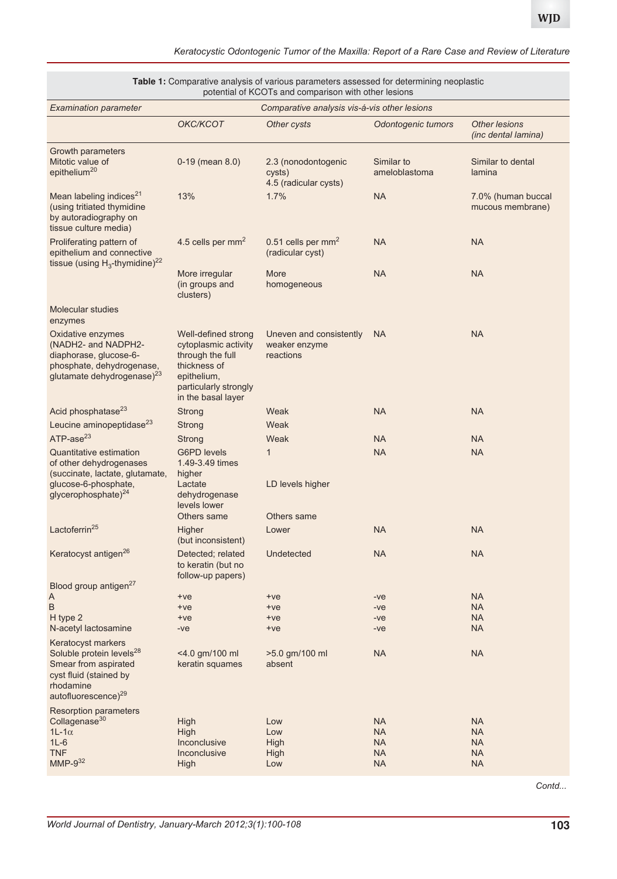**Table 1:** Comparative analysis of various parameters assessed for determining neoplastic potential of KCOTs and comparison with other lesions

| *Examination parameter* | *Comparative analysis vis-á-vis other lesions* | | | |
|---|---|---|---|---|
| | *OKC/KCOT* | *Other cysts* | *Odontogenic tumors* | *Other lesions (inc dental lamina)* |
| Growth parameters<br>Mitotic value of epithelium[20] | 0-19 (mean 8.0) | 2.3 (nonodontogenic cysts)<br>4.5 (radicular cysts) | Similar to ameloblastoma | Similar to dental lamina |
| Mean labeling indices[21] (using tritiated thymidine by autoradiography on tissue culture media) | 13% | 1.7% | NA | 7.0% (human buccal mucous membrane) |
| Proliferating pattern of epithelium and connective tissue (using $H_3$-thymidine)[22] | 4.5 cells per mm$^2$ | 0.51 cells per mm$^2$ (radicular cyst) | NA | NA |
| | More irregular (in groups and clusters) | More homogeneous | NA | NA |
| Molecular studies enzymes | | | | |
| Oxidative enzymes (NADH2- and NADPH2-diaphorase, glucose-6-phosphate, dehydrogenase, glutamate dehydrogenase)[23] | Well-defined strong cytoplasmic activity through the full thickness of epithelium, particularly strongly in the basal layer | Uneven and consistently weaker enzyme reactions | NA | NA |
| Acid phosphatase[23] | Strong | Weak | NA | NA |
| Leucine aminopeptidase[23] | Strong | Weak | | |
| ATP-ase[23] | Strong | Weak | NA | NA |
| Quantitative estimation of other dehydrogenases (succinate, lactate, glutamate, glucose-6-phosphate, glycerophosphate)[24] | G6PD levels 1.49-3.49 times higher<br>Lactate dehydrogenase levels lower<br>Others same | 1<br><br>LD levels higher<br><br>Others same | NA | NA |
| Lactoferrin[25] | Higher (but inconsistent) | Lower | NA | NA |
| Keratocyst antigen[26] | Detected; related to keratin (but no follow-up papers) | Undetected | NA | NA |
| Blood group antigen[27] | | | | |
| A | +ve | +ve | -ve | NA |
| B | +ve | +ve | -ve | NA |
| H type 2 | +ve | +ve | -ve | NA |
| N-acetyl lactosamine | -ve | +ve | -ve | NA |
| Keratocyst markers<br>Soluble protein levels[28]<br>Smear from aspirated cyst fluid (stained by rhodamine autofluorescence)[29] | <4.0 gm/100 ml<br>keratin squames | >5.0 gm/100 ml<br>absent | NA | NA |
| Resorption parameters | | | | |
| Collagenase[30] | High | Low | NA | NA |
| 1L-1$\alpha$ | High | Low | NA | NA |
| 1L-6 | Inconclusive | High | NA | NA |
| TNF | Inconclusive | High | NA | NA |
| MMP-9[32] | High | Low | NA | NA |

*Contd...*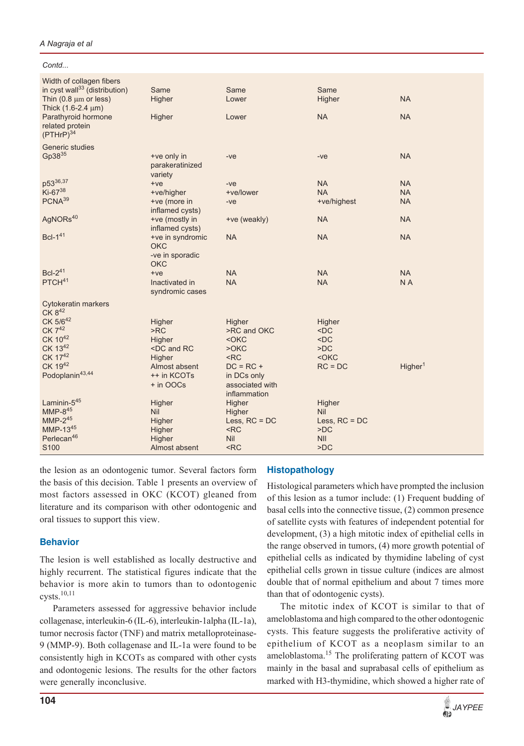*Contd...*

| | | | | |
|---|---|---|---|---|
| Width of collagen fibers in cyst wall[33] (distribution) | Same | Same | Same | |
| Thin (0.8 μm or less) | Higher | Lower | Higher | NA |
| Thick (1.6-2.4 μm) | | | | |
| Parathyroid hormone related protein (PTHrP)[34] | Higher | Lower | NA | NA |
| Generic studies | | | | |
| Gp38[35] | +ve only in parakeratinized variety | -ve | -ve | NA |
| p53[36,37] | +ve | -ve | NA | NA |
| Ki-67[38] | +ve/higher | +ve/lower | NA | NA |
| PCNA[39] | +ve (more in inflamed cysts) | -ve | +ve/highest | NA |
| AgNORs[40] | +ve (mostly in inflamed cysts) | +ve (weakly) | NA | NA |
| Bcl-1[41] | +ve in syndromic OKC -ve in sporadic OKC | NA | NA | NA |
| Bcl-2[41] | +ve | NA | NA | NA |
| PTCH[41] | Inactivated in syndromic cases | NA | NA | N A |
| Cytokeratin markers | | | | |
| CK 8[42] | | | | |
| CK 5/6[42] | Higher | Higher | Higher | |
| CK 7[42] | >RC | >RC and OKC | <DC | |
| CK 10[42] | Higher | <OKC | <DC | |
| CK 13[42] | <DC and RC | >OKC | >DC | |
| CK 17[42] | Higher | <RC | <OKC | |
| CK 19[42] | Almost absent | DC = RC + | RC = DC | Higher[1] |
| Podoplanin[43,44] | ++ in KCOTs + in OOCs | in DCs only associated with inflammation | | |
| Laminin-5[45] | Higher | Higher | Higher | |
| MMP-8[45] | Nil | Higher | Nil | |
| MMP-2[45] | Higher | Less, RC = DC | Less, RC = DC | |
| MMP-13[45] | Higher | <RC | >DC | |
| Perlecan[46] | Higher | Nil | NIl | |
| S100 | Almost absent | <RC | >DC | |

the lesion as an odontogenic tumor. Several factors form the basis of this decision. Table 1 presents an overview of most factors assessed in OKC (KCOT) gleaned from literature and its comparison with other odontogenic and oral tissues to support this view.

## Behavior

The lesion is well established as locally destructive and highly recurrent. The statistical figures indicate that the behavior is more akin to tumors than to odontogenic cysts.[10,11]

Parameters assessed for aggressive behavior include collagenase, interleukin-6 (IL-6), interleukin-1alpha (IL-1a), tumor necrosis factor (TNF) and matrix metalloproteinase-9 (MMP-9). Both collagenase and IL-1a were found to be consistently high in KCOTs as compared with other cysts and odontogenic lesions. The results for the other factors were generally inconclusive.

## Histopathology

Histological parameters which have prompted the inclusion of this lesion as a tumor include: (1) Frequent budding of basal cells into the connective tissue, (2) common presence of satellite cysts with features of independent potential for development, (3) a high mitotic index of epithelial cells in the range observed in tumors, (4) more growth potential of epithelial cells as indicated by thymidine labeling of cyst epithelial cells grown in tissue culture (indices are almost double that of normal epithelium and about 7 times more than that of odontogenic cysts).

The mitotic index of KCOT is similar to that of ameloblastoma and high compared to the other odontogenic cysts. This feature suggests the proliferative activity of epithelium of KCOT as a neoplasm similar to an ameloblastoma.[15] The proliferating pattern of KCOT was mainly in the basal and suprabasal cells of epithelium as marked with H3-thymidine, which showed a higher rate of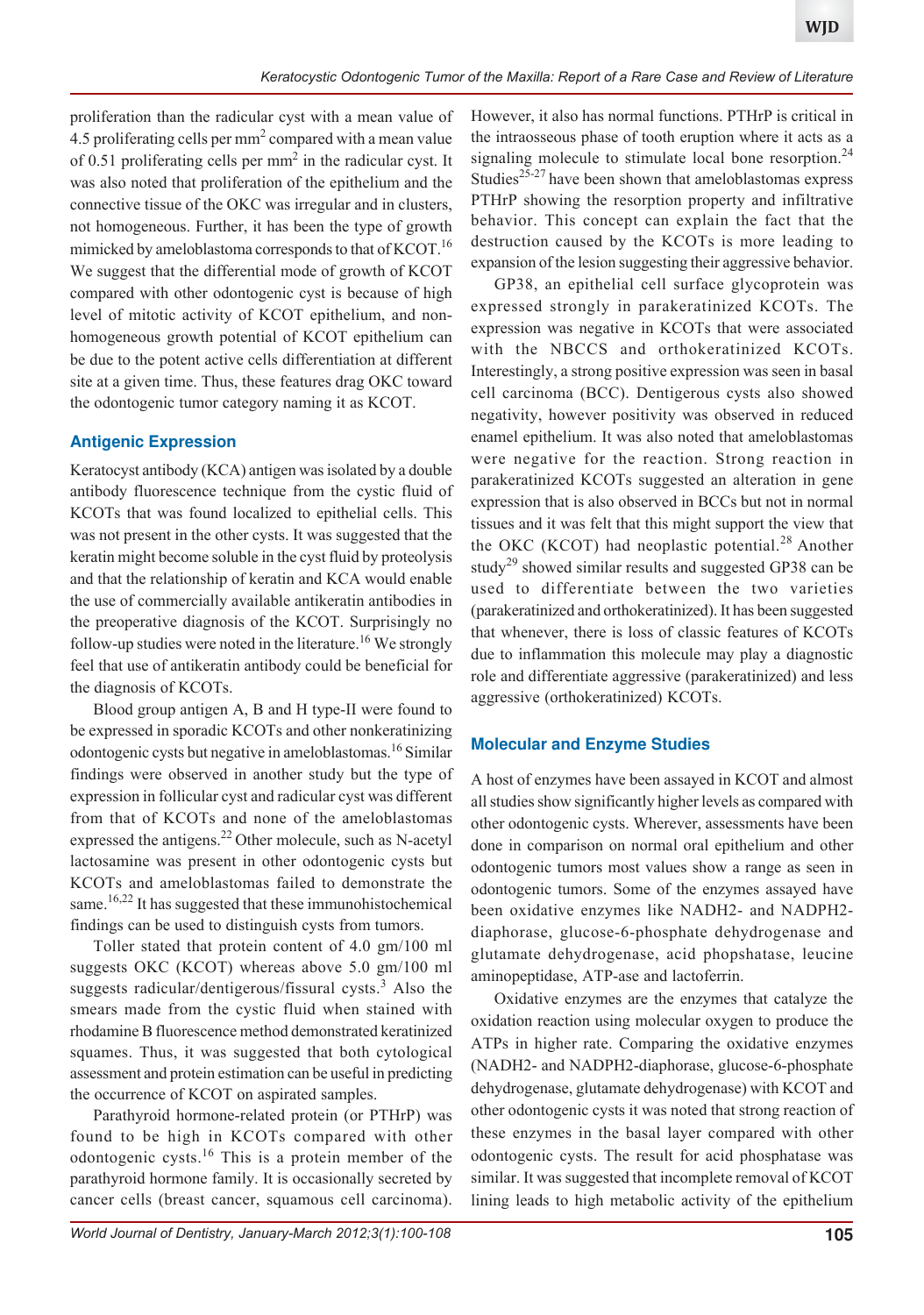proliferation than the radicular cyst with a mean value of 4.5 proliferating cells per $mm^2$ compared with a mean value of 0.51 proliferating cells per $mm^2$ in the radicular cyst. It was also noted that proliferation of the epithelium and the connective tissue of the OKC was irregular and in clusters, not homogeneous. Further, it has been the type of growth mimicked by ameloblastoma corresponds to that of KCOT.[16] We suggest that the differential mode of growth of KCOT compared with other odontogenic cyst is because of high level of mitotic activity of KCOT epithelium, and non-homogeneous growth potential of KCOT epithelium can be due to the potent active cells differentiation at different site at a given time. Thus, these features drag OKC toward the odontogenic tumor category naming it as KCOT.

### Antigenic Expression

Keratocyst antibody (KCA) antigen was isolated by a double antibody fluorescence technique from the cystic fluid of KCOTs that was found localized to epithelial cells. This was not present in the other cysts. It was suggested that the keratin might become soluble in the cyst fluid by proteolysis and that the relationship of keratin and KCA would enable the use of commercially available antikeratin antibodies in the preoperative diagnosis of the KCOT. Surprisingly no follow-up studies were noted in the literature.[16] We strongly feel that use of antikeratin antibody could be beneficial for the diagnosis of KCOTs.

Blood group antigen A, B and H type-II were found to be expressed in sporadic KCOTs and other nonkeratinizing odontogenic cysts but negative in ameloblastomas.[16] Similar findings were observed in another study but the type of expression in follicular cyst and radicular cyst was different from that of KCOTs and none of the ameloblastomas expressed the antigens.[22] Other molecule, such as N-acetyl lactosamine was present in other odontogenic cysts but KCOTs and ameloblastomas failed to demonstrate the same.[16,22] It has suggested that these immunohistochemical findings can be used to distinguish cysts from tumors.

Toller stated that protein content of 4.0 gm/100 ml suggests OKC (KCOT) whereas above 5.0 gm/100 ml suggests radicular/dentigerous/fissural cysts.[3] Also the smears made from the cystic fluid when stained with rhodamine B fluorescence method demonstrated keratinized squames. Thus, it was suggested that both cytological assessment and protein estimation can be useful in predicting the occurrence of KCOT on aspirated samples.

Parathyroid hormone-related protein (or PTHrP) was found to be high in KCOTs compared with other odontogenic cysts.[16] This is a protein member of the parathyroid hormone family. It is occasionally secreted by cancer cells (breast cancer, squamous cell carcinoma). However, it also has normal functions. PTHrP is critical in the intraosseous phase of tooth eruption where it acts as a signaling molecule to stimulate local bone resorption.[24] Studies[25-27] have been shown that ameloblastomas express PTHrP showing the resorption property and infiltrative behavior. This concept can explain the fact that the destruction caused by the KCOTs is more leading to expansion of the lesion suggesting their aggressive behavior.

GP38, an epithelial cell surface glycoprotein was expressed strongly in parakeratinized KCOTs. The expression was negative in KCOTs that were associated with the NBCCS and orthokeratinized KCOTs. Interestingly, a strong positive expression was seen in basal cell carcinoma (BCC). Dentigerous cysts also showed negativity, however positivity was observed in reduced enamel epithelium. It was also noted that ameloblastomas were negative for the reaction. Strong reaction in parakeratinized KCOTs suggested an alteration in gene expression that is also observed in BCCs but not in normal tissues and it was felt that this might support the view that the OKC (KCOT) had neoplastic potential.[28] Another study[29] showed similar results and suggested GP38 can be used to differentiate between the two varieties (parakeratinized and orthokeratinized). It has been suggested that whenever, there is loss of classic features of KCOTs due to inflammation this molecule may play a diagnostic role and differentiate aggressive (parakeratinized) and less aggressive (orthokeratinized) KCOTs.

### Molecular and Enzyme Studies

A host of enzymes have been assayed in KCOT and almost all studies show significantly higher levels as compared with other odontogenic cysts. Wherever, assessments have been done in comparison on normal oral epithelium and other odontogenic tumors most values show a range as seen in odontogenic tumors. Some of the enzymes assayed have been oxidative enzymes like NADH2- and NADPH2-diaphorase, glucose-6-phosphate dehydrogenase and glutamate dehydrogenase, acid phopshatase, leucine aminopeptidase, ATP-ase and lactoferrin.

Oxidative enzymes are the enzymes that catalyze the oxidation reaction using molecular oxygen to produce the ATPs in higher rate. Comparing the oxidative enzymes (NADH2- and NADPH2-diaphorase, glucose-6-phosphate dehydrogenase, glutamate dehydrogenase) with KCOT and other odontogenic cysts it was noted that strong reaction of these enzymes in the basal layer compared with other odontogenic cysts. The result for acid phosphatase was similar. It was suggested that incomplete removal of KCOT lining leads to high metabolic activity of the epithelium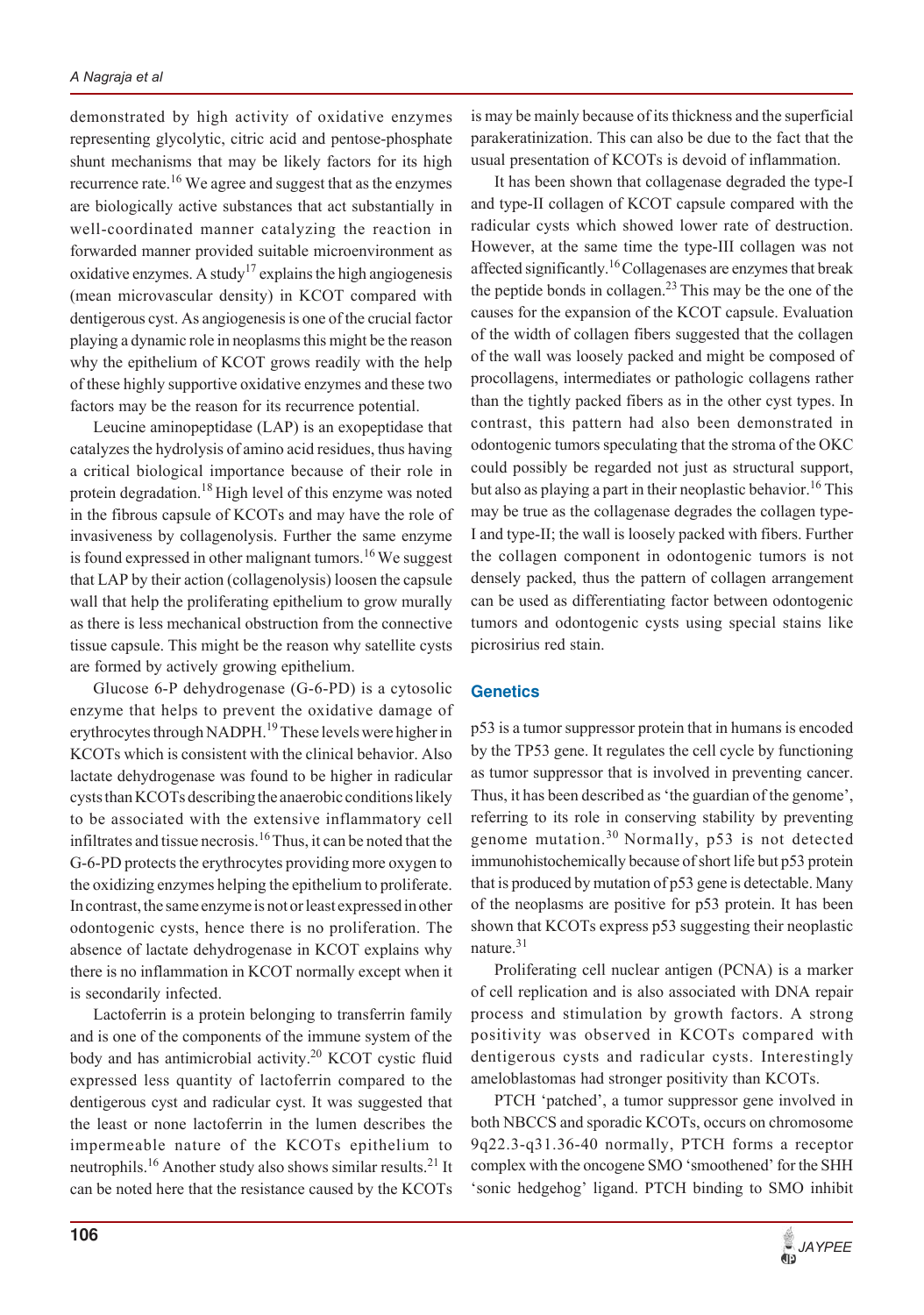demonstrated by high activity of oxidative enzymes representing glycolytic, citric acid and pentose-phosphate shunt mechanisms that may be likely factors for its high recurrence rate.[16] We agree and suggest that as the enzymes are biologically active substances that act substantially in well-coordinated manner catalyzing the reaction in forwarded manner provided suitable microenvironment as oxidative enzymes. A study[17] explains the high angiogenesis (mean microvascular density) in KCOT compared with dentigerous cyst. As angiogenesis is one of the crucial factor playing a dynamic role in neoplasms this might be the reason why the epithelium of KCOT grows readily with the help of these highly supportive oxidative enzymes and these two factors may be the reason for its recurrence potential.

Leucine aminopeptidase (LAP) is an exopeptidase that catalyzes the hydrolysis of amino acid residues, thus having a critical biological importance because of their role in protein degradation.[18] High level of this enzyme was noted in the fibrous capsule of KCOTs and may have the role of invasiveness by collagenolysis. Further the same enzyme is found expressed in other malignant tumors.[16] We suggest that LAP by their action (collagenolysis) loosen the capsule wall that help the proliferating epithelium to grow murally as there is less mechanical obstruction from the connective tissue capsule. This might be the reason why satellite cysts are formed by actively growing epithelium.

Glucose 6-P dehydrogenase (G-6-PD) is a cytosolic enzyme that helps to prevent the oxidative damage of erythrocytes through NADPH.[19] These levels were higher in KCOTs which is consistent with the clinical behavior. Also lactate dehydrogenase was found to be higher in radicular cysts than KCOTs describing the anaerobic conditions likely to be associated with the extensive inflammatory cell infiltrates and tissue necrosis.[16] Thus, it can be noted that the G-6-PD protects the erythrocytes providing more oxygen to the oxidizing enzymes helping the epithelium to proliferate. In contrast, the same enzyme is not or least expressed in other odontogenic cysts, hence there is no proliferation. The absence of lactate dehydrogenase in KCOT explains why there is no inflammation in KCOT normally except when it is secondarily infected.

Lactoferrin is a protein belonging to transferrin family and is one of the components of the immune system of the body and has antimicrobial activity.[20] KCOT cystic fluid expressed less quantity of lactoferrin compared to the dentigerous cyst and radicular cyst. It was suggested that the least or none lactoferrin in the lumen describes the impermeable nature of the KCOTs epithelium to neutrophils.[16] Another study also shows similar results.[21] It can be noted here that the resistance caused by the KCOTs is may be mainly because of its thickness and the superficial parakeratinization. This can also be due to the fact that the usual presentation of KCOTs is devoid of inflammation.

It has been shown that collagenase degraded the type-I and type-II collagen of KCOT capsule compared with the radicular cysts which showed lower rate of destruction. However, at the same time the type-III collagen was not affected significantly.[16] Collagenases are enzymes that break the peptide bonds in collagen.[23] This may be the one of the causes for the expansion of the KCOT capsule. Evaluation of the width of collagen fibers suggested that the collagen of the wall was loosely packed and might be composed of procollagens, intermediates or pathologic collagens rather than the tightly packed fibers as in the other cyst types. In contrast, this pattern had also been demonstrated in odontogenic tumors speculating that the stroma of the OKC could possibly be regarded not just as structural support, but also as playing a part in their neoplastic behavior.[16] This may be true as the collagenase degrades the collagen type-I and type-II; the wall is loosely packed with fibers. Further the collagen component in odontogenic tumors is not densely packed, thus the pattern of collagen arrangement can be used as differentiating factor between odontogenic tumors and odontogenic cysts using special stains like picrosirius red stain.

## Genetics

p53 is a tumor suppressor protein that in humans is encoded by the TP53 gene. It regulates the cell cycle by functioning as tumor suppressor that is involved in preventing cancer. Thus, it has been described as 'the guardian of the genome', referring to its role in conserving stability by preventing genome mutation.[30] Normally, p53 is not detected immunohistochemically because of short life but p53 protein that is produced by mutation of p53 gene is detectable. Many of the neoplasms are positive for p53 protein. It has been shown that KCOTs express p53 suggesting their neoplastic nature.[31]

Proliferating cell nuclear antigen (PCNA) is a marker of cell replication and is also associated with DNA repair process and stimulation by growth factors. A strong positivity was observed in KCOTs compared with dentigerous cysts and radicular cysts. Interestingly ameloblastomas had stronger positivity than KCOTs.

PTCH 'patched', a tumor suppressor gene involved in both NBCCS and sporadic KCOTs, occurs on chromosome 9q22.3-q31.36-40 normally, PTCH forms a receptor complex with the oncogene SMO 'smoothened' for the SHH 'sonic hedgehog' ligand. PTCH binding to SMO inhibit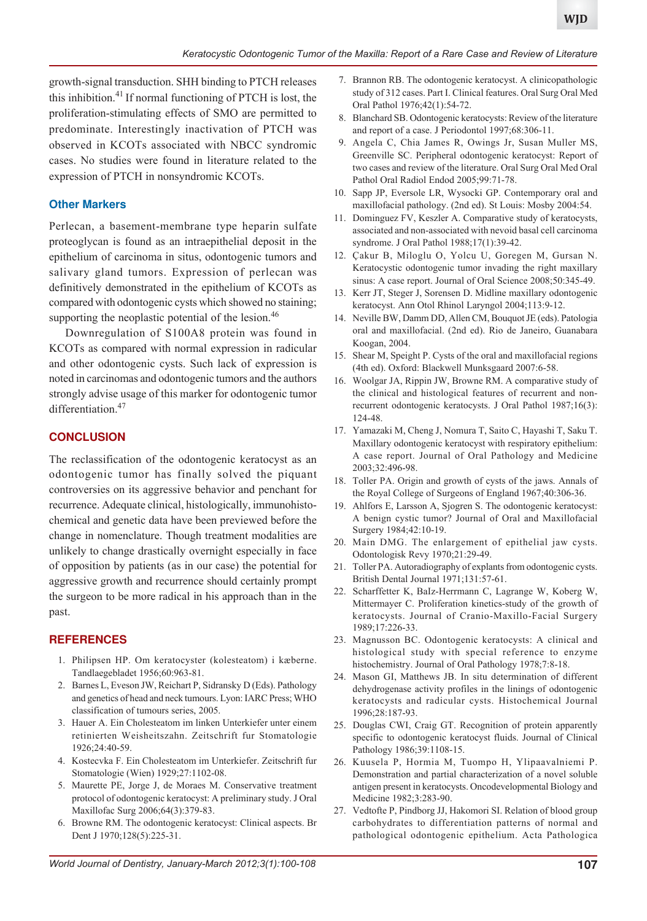growth-signal transduction. SHH binding to PTCH releases this inhibition.[41] If normal functioning of PTCH is lost, the proliferation-stimulating effects of SMO are permitted to predominate. Interestingly inactivation of PTCH was observed in KCOTs associated with NBCC syndromic cases. No studies were found in literature related to the expression of PTCH in nonsyndromic KCOTs.

### Other Markers

Perlecan, a basement-membrane type heparin sulfate proteoglycan is found as an intraepithelial deposit in the epithelium of carcinoma in situs, odontogenic tumors and salivary gland tumors. Expression of perlecan was definitively demonstrated in the epithelium of KCOTs as compared with odontogenic cysts which showed no staining; supporting the neoplastic potential of the lesion.[46]

Downregulation of S100A8 protein was found in KCOTs as compared with normal expression in radicular and other odontogenic cysts. Such lack of expression is noted in carcinomas and odontogenic tumors and the authors strongly advise usage of this marker for odontogenic tumor differentiation.[47]

## CONCLUSION

The reclassification of the odontogenic keratocyst as an odontogenic tumor has finally solved the piquant controversies on its aggressive behavior and penchant for recurrence. Adequate clinical, histologically, immunohistochemical and genetic data have been previewed before the change in nomenclature. Though treatment modalities are unlikely to change drastically overnight especially in face of opposition by patients (as in our case) the potential for aggressive growth and recurrence should certainly prompt the surgeon to be more radical in his approach than in the past.

## REFERENCES

1. Philipsen HP. Om keratocyster (kolesteatom) i kæberne. Tandlaegebladet 1956;60:963-81.
2. Barnes L, Eveson JW, Reichart P, Sidransky D (Eds). Pathology and genetics of head and neck tumours. Lyon: IARC Press; WHO classification of tumours series, 2005.
3. Hauer A. Ein Cholesteatom im linken Unterkiefer unter einem retinierten Weisheitszahn. Zeitschrift fur Stomatologie 1926;24:40-59.
4. Kostecvka F. Ein Cholesteatom im Unterkiefer. Zeitschrift fur Stomatologie (Wien) 1929;27:1102-08.
5. Maurette PE, Jorge J, de Moraes M. Conservative treatment protocol of odontogenic keratocyst: A preliminary study. J Oral Maxillofac Surg 2006;64(3):379-83.
6. Browne RM. The odontogenic keratocyst: Clinical aspects. Br Dent J 1970;128(5):225-31.
7. Brannon RB. The odontogenic keratocyst. A clinicopathologic study of 312 cases. Part I. Clinical features. Oral Surg Oral Med Oral Pathol 1976;42(1):54-72.
8. Blanchard SB. Odontogenic keratocysts: Review of the literature and report of a case. J Periodontol 1997;68:306-11.
9. Angela C, Chia James R, Owings Jr, Susan Muller MS, Greenville SC. Peripheral odontogenic keratocyst: Report of two cases and review of the literature. Oral Surg Oral Med Oral Pathol Oral Radiol Endod 2005;99:71-78.
10. Sapp JP, Eversole LR, Wysocki GP. Contemporary oral and maxillofacial pathology. (2nd ed). St Louis: Mosby 2004:54.
11. Dominguez FV, Keszler A. Comparative study of keratocysts, associated and non-associated with nevoid basal cell carcinoma syndrome. J Oral Pathol 1988;17(1):39-42.
12. Çakur B, Miloglu O, Yolcu U, Goregen M, Gursan N. Keratocystic odontogenic tumor invading the right maxillary sinus: A case report. Journal of Oral Science 2008;50:345-49.
13. Kerr JT, Steger J, Sorensen D. Midline maxillary odontogenic keratocyst. Ann Otol Rhinol Laryngol 2004;113:9-12.
14. Neville BW, Damm DD, Allen CM, Bouquot JE (eds). Patologia oral and maxillofacial. (2nd ed). Rio de Janeiro, Guanabara Koogan, 2004.
15. Shear M, Speight P. Cysts of the oral and maxillofacial regions (4th ed). Oxford: Blackwell Munksgaard 2007:6-58.
16. Woolgar JA, Rippin JW, Browne RM. A comparative study of the clinical and histological features of recurrent and non-recurrent odontogenic keratocysts. J Oral Pathol 1987;16(3): 124-48.
17. Yamazaki M, Cheng J, Nomura T, Saito C, Hayashi T, Saku T. Maxillary odontogenic keratocyst with respiratory epithelium: A case report. Journal of Oral Pathology and Medicine 2003;32:496-98.
18. Toller PA. Origin and growth of cysts of the jaws. Annals of the Royal College of Surgeons of England 1967;40:306-36.
19. Ahlfors E, Larsson A, Sjogren S. The odontogenic keratocyst: A benign cystic tumor? Journal of Oral and Maxillofacial Surgery 1984;42:10-19.
20. Main DMG. The enlargement of epithelial jaw cysts. Odontologisk Revy 1970;21:29-49.
21. Toller PA. Autoradiography of explants from odontogenic cysts. British Dental Journal 1971;131:57-61.
22. Scharffetter K, Balz-Herrmann C, Lagrange W, Koberg W, Mittermayer C. Proliferation kinetics-study of the growth of keratocysts. Journal of Cranio-Maxillo-Facial Surgery 1989;17:226-33.
23. Magnusson BC. Odontogenic keratocysts: A clinical and histological study with special reference to enzyme histochemistry. Journal of Oral Pathology 1978;7:8-18.
24. Mason GI, Matthews JB. In situ determination of different dehydrogenase activity profiles in the linings of odontogenic keratocysts and radicular cysts. Histochemical Journal 1996;28:187-93.
25. Douglas CWI, Craig GT. Recognition of protein apparently specific to odontogenic keratocyst fluids. Journal of Clinical Pathology 1986;39:1108-15.
26. Kuusela P, Hormia M, Tuompo H, Ylipaavalniemi P. Demonstration and partial characterization of a novel soluble antigen present in keratocysts. Oncodevelopmental Biology and Medicine 1982;3:283-90.
27. Vedtofte P, Pindborg JJ, Hakomori SI. Relation of blood group carbohydrates to differentiation patterns of normal and pathological odontogenic epithelium. Acta Pathologica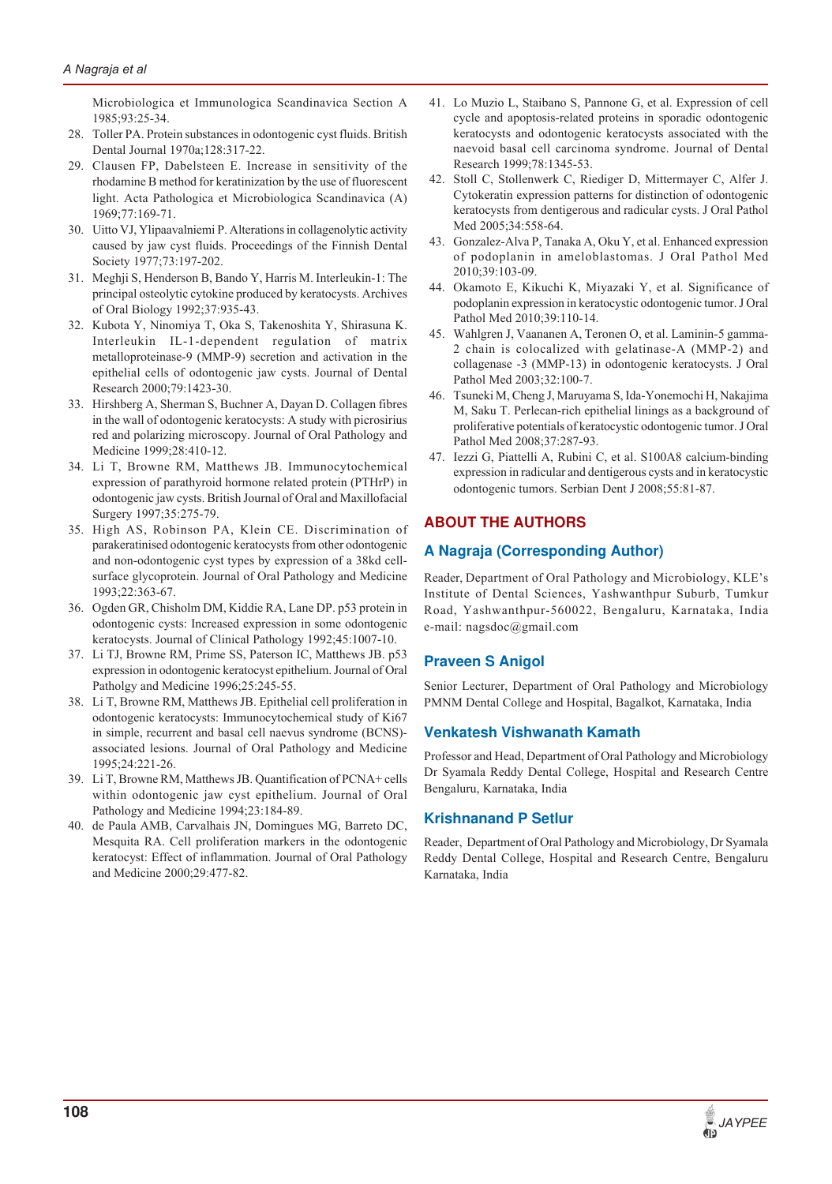Microbiologica et Immunologica Scandinavica Section A 1985;93:25-34.

28. Toller PA. Protein substances in odontogenic cyst fluids. British Dental Journal 1970a;128:317-22.
29. Clausen FP, Dabelsteen E. Increase in sensitivity of the rhodamine B method for keratinization by the use of fluorescent light. Acta Pathologica et Microbiologica Scandinavica (A) 1969;77:169-71.
30. Uitto VJ, Ylipaavalniemi P. Alterations in collagenolytic activity caused by jaw cyst fluids. Proceedings of the Finnish Dental Society 1977;73:197-202.
31. Meghji S, Henderson B, Bando Y, Harris M. Interleukin-1: The principal osteolytic cytokine produced by keratocysts. Archives of Oral Biology 1992;37:935-43.
32. Kubota Y, Ninomiya T, Oka S, Takenoshita Y, Shirasuna K. Interleukin IL-1-dependent regulation of matrix metalloproteinase-9 (MMP-9) secretion and activation in the epithelial cells of odontogenic jaw cysts. Journal of Dental Research 2000;79:1423-30.
33. Hirshberg A, Sherman S, Buchner A, Dayan D. Collagen fibres in the wall of odontogenic keratocysts: A study with picrosirius red and polarizing microscopy. Journal of Oral Pathology and Medicine 1999;28:410-12.
34. Li T, Browne RM, Matthews JB. Immunocytochemical expression of parathyroid hormone related protein (PTHrP) in odontogenic jaw cysts. British Journal of Oral and Maxillofacial Surgery 1997;35:275-79.
35. High AS, Robinson PA, Klein CE. Discrimination of parakeratinised odontogenic keratocysts from other odontogenic and non-odontogenic cyst types by expression of a 38kd cell-surface glycoprotein. Journal of Oral Pathology and Medicine 1993;22:363-67.
36. Ogden GR, Chisholm DM, Kiddie RA, Lane DP. p53 protein in odontogenic cysts: Increased expression in some odontogenic keratocysts. Journal of Clinical Pathology 1992;45:1007-10.
37. Li TJ, Browne RM, Prime SS, Paterson IC, Matthews JB. p53 expression in odontogenic keratocyst epithelium. Journal of Oral Patholgy and Medicine 1996;25:245-55.
38. Li T, Browne RM, Matthews JB. Epithelial cell proliferation in odontogenic keratocysts: Immunocytochemical study of Ki67 in simple, recurrent and basal cell naevus syndrome (BCNS)-associated lesions. Journal of Oral Pathology and Medicine 1995;24:221-26.
39. Li T, Browne RM, Matthews JB. Quantification of PCNA+ cells within odontogenic jaw cyst epithelium. Journal of Oral Pathology and Medicine 1994;23:184-89.
40. de Paula AMB, Carvalhais JN, Domingues MG, Barreto DC, Mesquita RA. Cell proliferation markers in the odontogenic keratocyst: Effect of inflammation. Journal of Oral Pathology and Medicine 2000;29:477-82.
41. Lo Muzio L, Staibano S, Pannone G, et al. Expression of cell cycle and apoptosis-related proteins in sporadic odontogenic keratocysts and odontogenic keratocysts associated with the naevoid basal cell carcinoma syndrome. Journal of Dental Research 1999;78:1345-53.
42. Stoll C, Stollenwerk C, Riediger D, Mittermayer C, Alfer J. Cytokeratin expression patterns for distinction of odontogenic keratocysts from dentigerous and radicular cysts. J Oral Pathol Med 2005;34:558-64.
43. Gonzalez-Alva P, Tanaka A, Oku Y, et al. Enhanced expression of podoplanin in ameloblastomas. J Oral Pathol Med 2010;39:103-09.
44. Okamoto E, Kikuchi K, Miyazaki Y, et al. Significance of podoplanin expression in keratocystic odontogenic tumor. J Oral Pathol Med 2010;39:110-14.
45. Wahlgren J, Vaananen A, Teronen O, et al. Laminin-5 gamma-2 chain is colocalized with gelatinase-A (MMP-2) and collagenase -3 (MMP-13) in odontogenic keratocysts. J Oral Pathol Med 2003;32:100-7.
46. Tsuneki M, Cheng J, Maruyama S, Ida-Yonemochi H, Nakajima M, Saku T. Perlecan-rich epithelial linings as a background of proliferative potentials of keratocystic odontogenic tumor. J Oral Pathol Med 2008;37:287-93.
47. Iezzi G, Piattelli A, Rubini C, et al. S100A8 calcium-binding expression in radicular and dentigerous cysts and in keratocystic odontogenic tumors. Serbian Dent J 2008;55:81-87.

## ABOUT THE AUTHORS

### A Nagraja (Corresponding Author)

Reader, Department of Oral Pathology and Microbiology, KLE's Institute of Dental Sciences, Yashwanthpur Suburb, Tumkur Road, Yashwanthpur-560022, Bengaluru, Karnataka, India
e-mail: nagsdoc@gmail.com

### Praveen S Anigol

Senior Lecturer, Department of Oral Pathology and Microbiology PMNM Dental College and Hospital, Bagalkot, Karnataka, India

### Venkatesh Vishwanath Kamath

Professor and Head, Department of Oral Pathology and Microbiology Dr Syamala Reddy Dental College, Hospital and Research Centre Bengaluru, Karnataka, India

### Krishnanand P Setlur

Reader, Department of Oral Pathology and Microbiology, Dr Syamala Reddy Dental College, Hospital and Research Centre, Bengaluru Karnataka, India